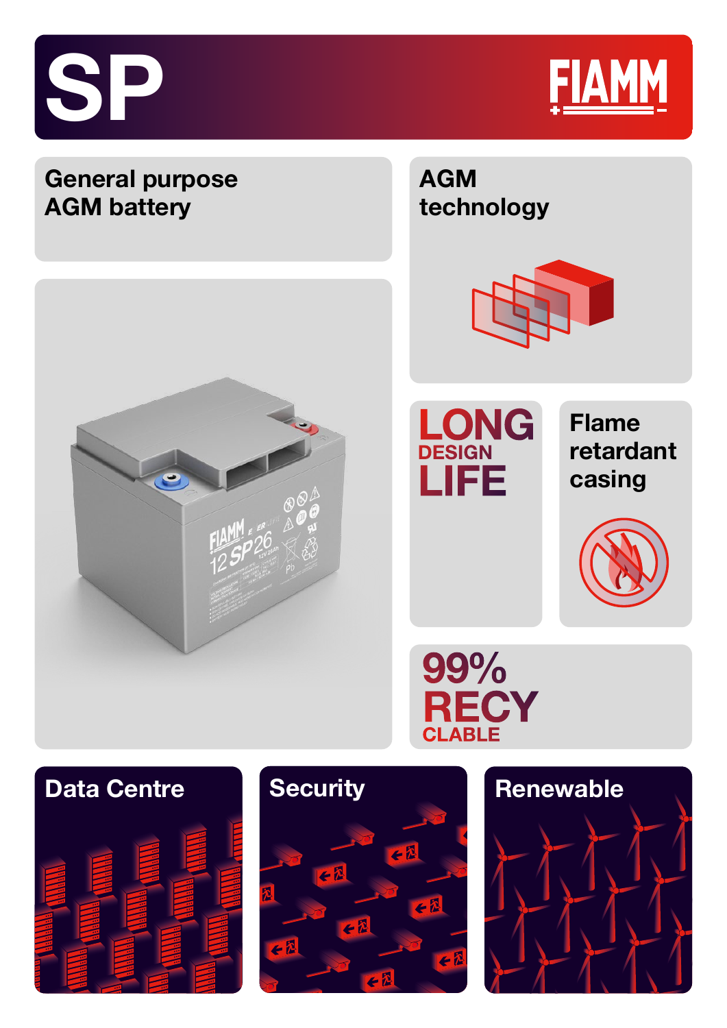# SP

FIAMM

## General purpose AGM battery

## AGM technology

**LONG DESIGN LIFE**

**Flame retardant casing**

**99% RECYCLABLE**

### Data Centre

### Security

### Renewable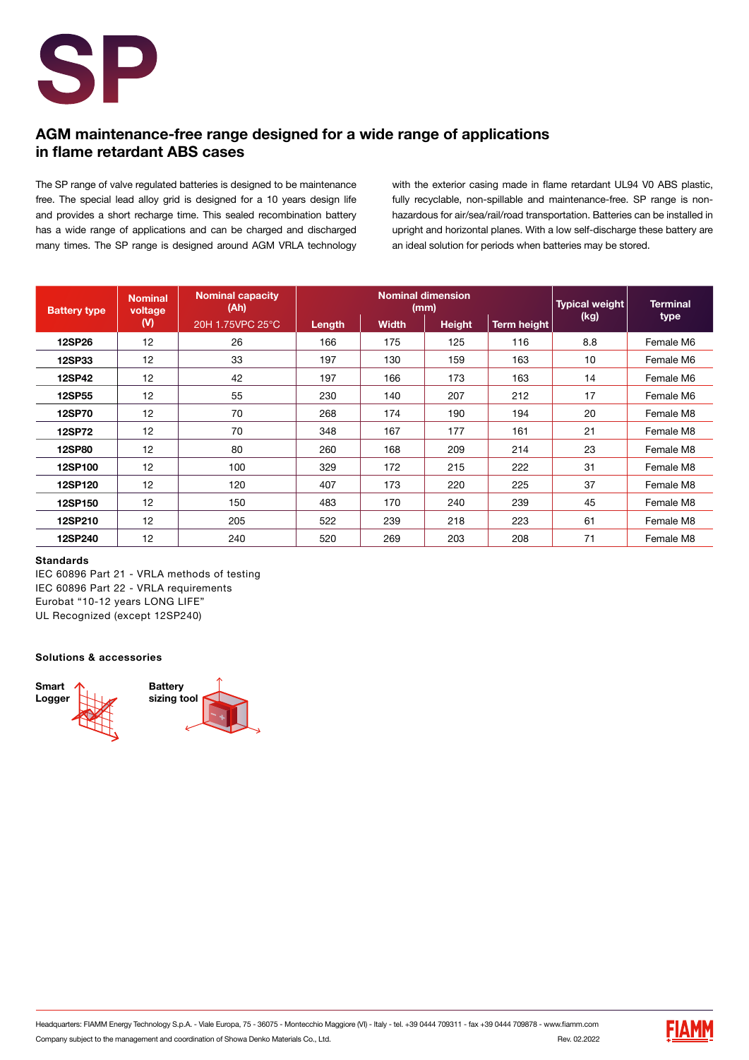# SP

## AGM maintenance-free range designed for a wide range of applications in flame retardant ABS cases

The SP range of valve regulated batteries is designed to be maintenance free. The special lead alloy grid is designed for a 10 years design life and provides a short recharge time. This sealed recombination battery has a wide range of applications and can be charged and discharged many times. The SP range is designed around AGM VRLA technology with the exterior casing made in flame retardant UL94 V0 ABS plastic, fully recyclable, non-spillable and maintenance-free. SP range is non-hazardous for air/sea/rail/road transportation. Batteries can be installed in upright and horizontal planes. With a low self-discharge these battery are an ideal solution for periods when batteries may be stored.

| Battery type | Nominal voltage (V) | Nominal capacity (Ah) | Nominal dimension (mm) | | | | Typical weight (kg) | Terminal type |
|---|---|---|---|---|---|---|---|---|
| | | 20H 1.75VPC 25°C | Length | Width | Height | Term height | | |
| **12SP26** | 12 | 26 | 166 | 175 | 125 | 116 | 8.8 | Female M6 |
| **12SP33** | 12 | 33 | 197 | 130 | 159 | 163 | 10 | Female M6 |
| **12SP42** | 12 | 42 | 197 | 166 | 173 | 163 | 14 | Female M6 |
| **12SP55** | 12 | 55 | 230 | 140 | 207 | 212 | 17 | Female M6 |
| **12SP70** | 12 | 70 | 268 | 174 | 190 | 194 | 20 | Female M8 |
| **12SP72** | 12 | 70 | 348 | 167 | 177 | 161 | 21 | Female M8 |
| **12SP80** | 12 | 80 | 260 | 168 | 209 | 214 | 23 | Female M8 |
| **12SP100** | 12 | 100 | 329 | 172 | 215 | 222 | 31 | Female M8 |
| **12SP120** | 12 | 120 | 407 | 173 | 220 | 225 | 37 | Female M8 |
| **12SP150** | 12 | 150 | 483 | 170 | 240 | 239 | 45 | Female M8 |
| **12SP210** | 12 | 205 | 522 | 239 | 218 | 223 | 61 | Female M8 |
| **12SP240** | 12 | 240 | 520 | 269 | 203 | 208 | 71 | Female M8 |

**Standards**

IEC 60896 Part 21 - VRLA methods of testing
IEC 60896 Part 22 - VRLA requirements
Eurobat "10-12 years LONG LIFE"
UL Recognized (except 12SP240)

**Solutions & accessories**

Smart Logger

Battery sizing tool

Headquarters: FIAMM Energy Technology S.p.A. - Viale Europa, 75 - 36075 - Montecchio Maggiore (VI) - Italy - tel. +39 0444 709311 - fax +39 0444 709878 - www.fiamm.com
Company subject to the management and coordination of Showa Denko Materials Co., Ltd. Rev. 02.2022